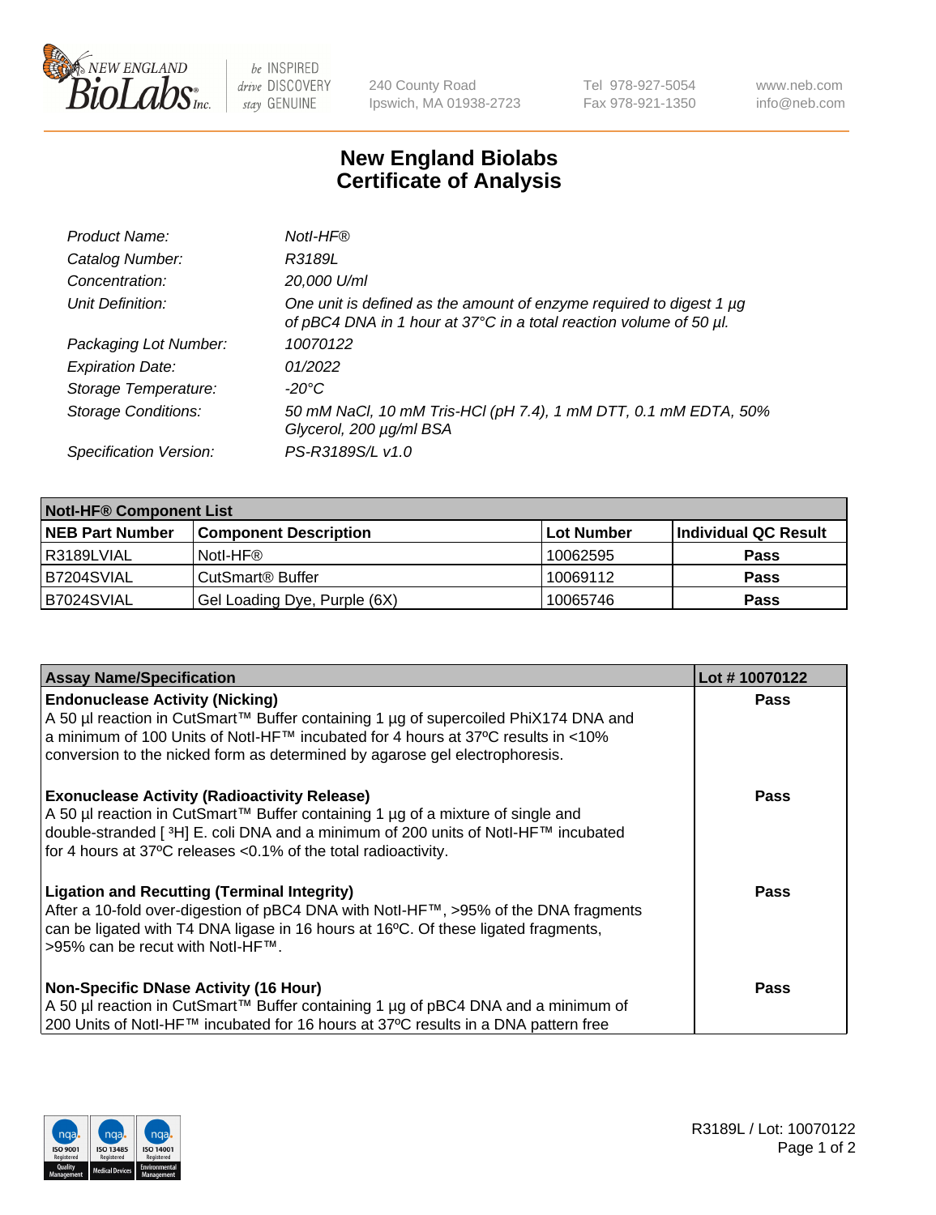New England BioLabs Inc. — be INSPIRED drive DISCOVERY stay GENUINE

240 County Road
Ipswich, MA 01938-2723

Tel 978-927-5054
Fax 978-921-1350

www.neb.com
info@neb.com

# New England Biolabs Certificate of Analysis

| | |
|---|---|
| *Product Name:* | *NotI-HF®* |
| *Catalog Number:* | *R3189L* |
| *Concentration:* | *20,000 U/ml* |
| *Unit Definition:* | *One unit is defined as the amount of enzyme required to digest 1 µg of pBC4 DNA in 1 hour at 37°C in a total reaction volume of 50 µl.* |
| *Packaging Lot Number:* | *10070122* |
| *Expiration Date:* | *01/2022* |
| *Storage Temperature:* | *-20°C* |
| *Storage Conditions:* | *50 mM NaCl, 10 mM Tris-HCl (pH 7.4), 1 mM DTT, 0.1 mM EDTA, 50% Glycerol, 200 µg/ml BSA* |
| *Specification Version:* | *PS-R3189S/L v1.0* |

| NotI-HF® Component List | | | |
|---|---|---|---|
| **NEB Part Number** | **Component Description** | **Lot Number** | **Individual QC Result** |
| R3189LVIAL | NotI-HF® | 10062595 | **Pass** |
| B7204SVIAL | CutSmart® Buffer | 10069112 | **Pass** |
| B7024SVIAL | Gel Loading Dye, Purple (6X) | 10065746 | **Pass** |

| Assay Name/Specification | Lot # 10070122 |
|---|---|
| **Endonuclease Activity (Nicking)** A 50 µl reaction in CutSmart™ Buffer containing 1 µg of supercoiled PhiX174 DNA and a minimum of 100 Units of NotI-HF™ incubated for 4 hours at 37ºC results in <10% conversion to the nicked form as determined by agarose gel electrophoresis. | **Pass** |
| **Exonuclease Activity (Radioactivity Release)** A 50 µl reaction in CutSmart™ Buffer containing 1 µg of a mixture of single and double-stranded [ $^3$H] E. coli DNA and a minimum of 200 units of NotI-HF™ incubated for 4 hours at 37ºC releases <0.1% of the total radioactivity. | **Pass** |
| **Ligation and Recutting (Terminal Integrity)** After a 10-fold over-digestion of pBC4 DNA with NotI-HF™, >95% of the DNA fragments can be ligated with T4 DNA ligase in 16 hours at 16ºC. Of these ligated fragments, >95% can be recut with NotI-HF™. | **Pass** |
| **Non-Specific DNase Activity (16 Hour)** A 50 µl reaction in CutSmart™ Buffer containing 1 µg of pBC4 DNA and a minimum of 200 Units of NotI-HF™ incubated for 16 hours at 37ºC results in a DNA pattern free | **Pass** |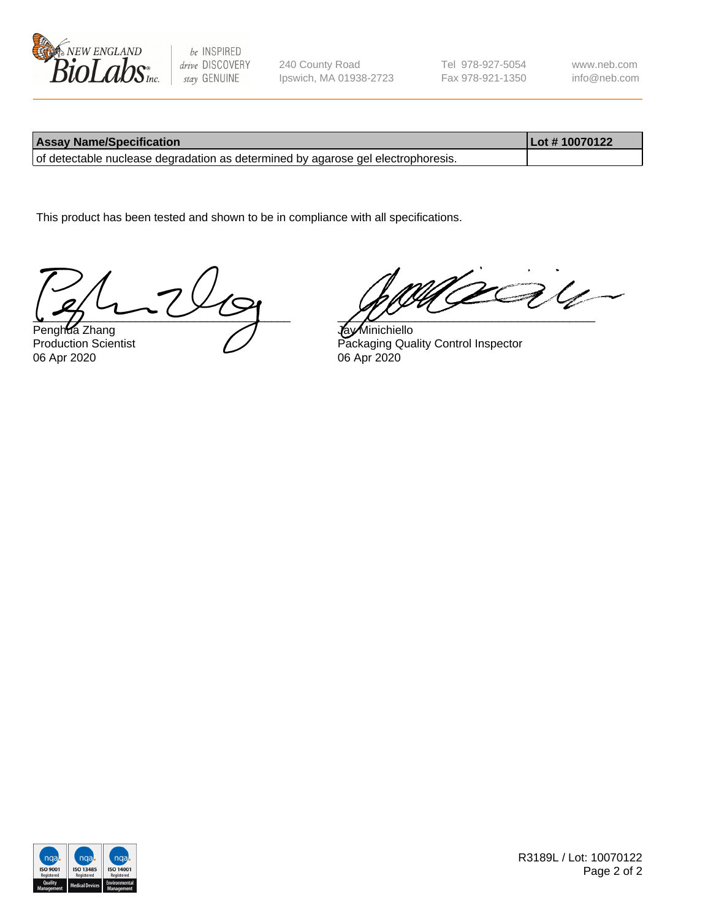| Assay Name/Specification | Lot # 10070122 |
|---|---|
| of detectable nuclease degradation as determined by agarose gel electrophoresis. | |

This product has been tested and shown to be in compliance with all specifications.

Penghua Zhang
Production Scientist
06 Apr 2020

Jay Minichiello
Packaging Quality Control Inspector
06 Apr 2020

R3189L / Lot: 10070122